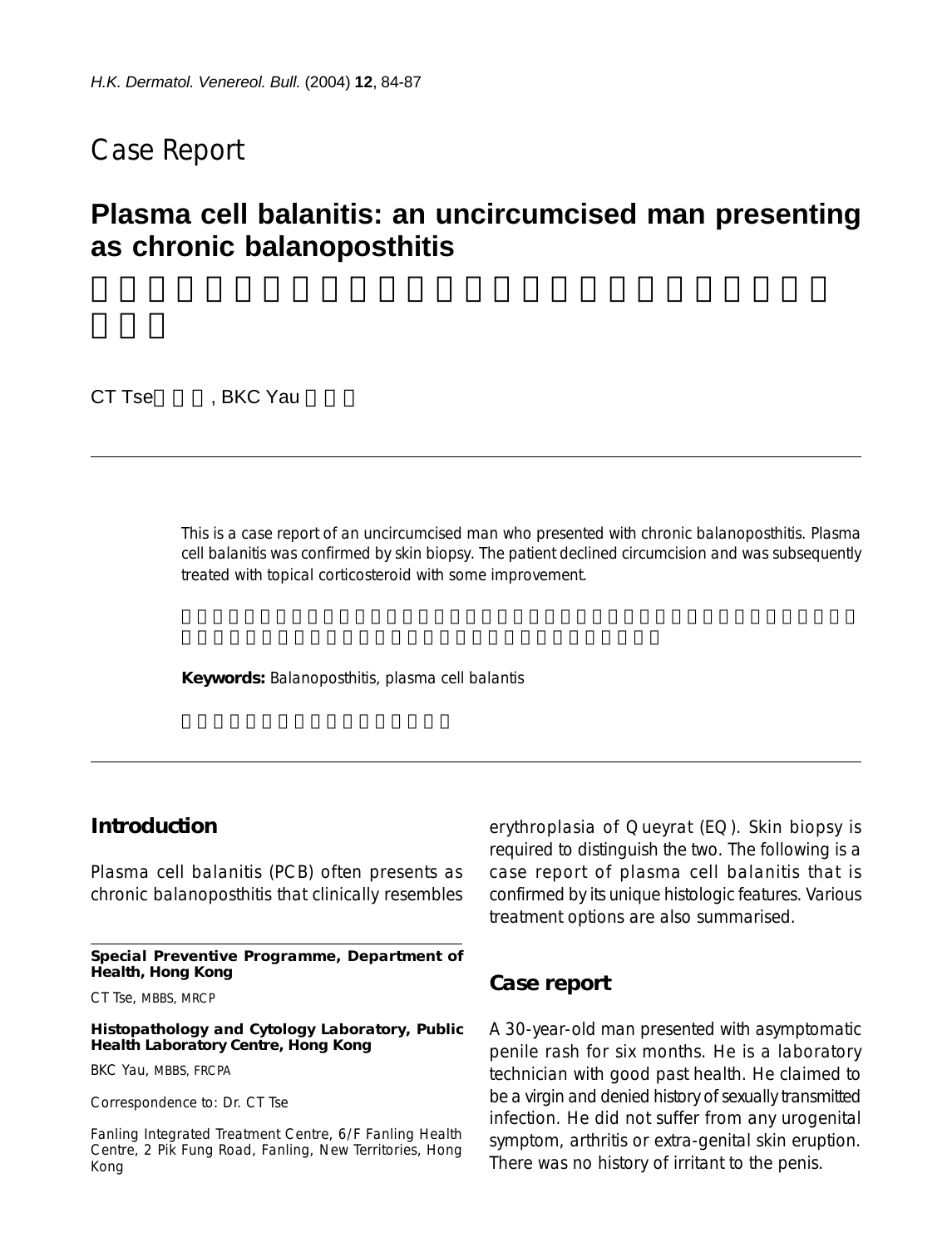## Case Report

# Plasma cell balanitis: an uncircumcised man presenting as chronic balanoposthitis

CT Tse, BKC Yau

This is a case report of an uncircumcised man who presented with chronic balanoposthitis. Plasma cell balanitis was confirmed by skin biopsy. The patient declined circumcision and was subsequently treated with topical corticosteroid with some improvement.

**Keywords:** Balanoposthitis, plasma cell balantis

## Introduction

Plasma cell balanitis (PCB) often presents as chronic balanoposthitis that clinically resembles erythroplasia of Queyrat (EQ). Skin biopsy is required to distinguish the two. The following is a case report of plasma cell balanitis that is confirmed by its unique histologic features. Various treatment options are also summarised.

## Case report

A 30-year-old man presented with asymptomatic penile rash for six months. He is a laboratory technician with good past health. He claimed to be a virgin and denied history of sexually transmitted infection. He did not suffer from any urogenital symptom, arthritis or extra-genital skin eruption. There was no history of irritant to the penis.

---

**Special Preventive Programme, Department of Health, Hong Kong**

CT Tse, MBBS, MRCP

**Histopathology and Cytology Laboratory, Public Health Laboratory Centre, Hong Kong**

BKC Yau, MBBS, FRCPA

Correspondence to: Dr. CT Tse

Fanling Integrated Treatment Centre, 6/F Fanling Health Centre, 2 Pik Fung Road, Fanling, New Territories, Hong Kong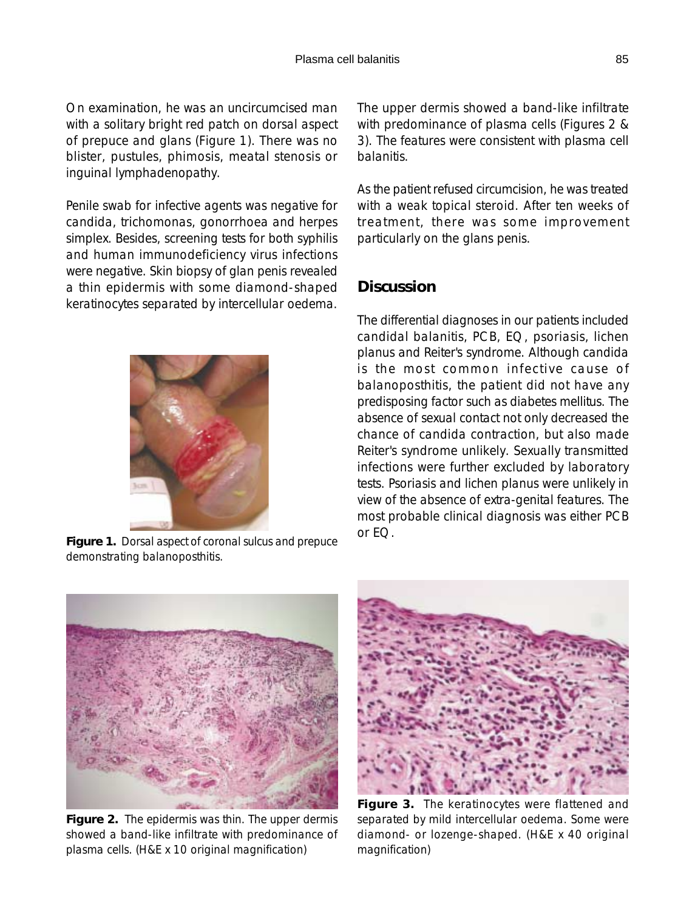On examination, he was an uncircumcised man with a solitary bright red patch on dorsal aspect of prepuce and glans (Figure 1). There was no blister, pustules, phimosis, meatal stenosis or inguinal lymphadenopathy.

Penile swab for infective agents was negative for candida, trichomonas, gonorrhoea and herpes simplex. Besides, screening tests for both syphilis and human immunodeficiency virus infections were negative. Skin biopsy of glan penis revealed a thin epidermis with some diamond-shaped keratinocytes separated by intercellular oedema.

**Figure 1.** Dorsal aspect of coronal sulcus and prepuce demonstrating balanoposthitis.

The upper dermis showed a band-like infiltrate with predominance of plasma cells (Figures 2 & 3). The features were consistent with plasma cell balanitis.

As the patient refused circumcision, he was treated with a weak topical steroid. After ten weeks of treatment, there was some improvement particularly on the glans penis.

## Discussion

The differential diagnoses in our patients included candidal balanitis, PCB, EQ, psoriasis, lichen planus and Reiter's syndrome. Although candida is the most common infective cause of balanoposthitis, the patient did not have any predisposing factor such as diabetes mellitus. The absence of sexual contact not only decreased the chance of candida contraction, but also made Reiter's syndrome unlikely. Sexually transmitted infections were further excluded by laboratory tests. Psoriasis and lichen planus were unlikely in view of the absence of extra-genital features. The most probable clinical diagnosis was either PCB or EQ.

**Figure 2.** The epidermis was thin. The upper dermis showed a band-like infiltrate with predominance of plasma cells. (H&E x 10 original magnification)

**Figure 3.** The keratinocytes were flattened and separated by mild intercellular oedema. Some were diamond- or lozenge-shaped. (H&E x 40 original magnification)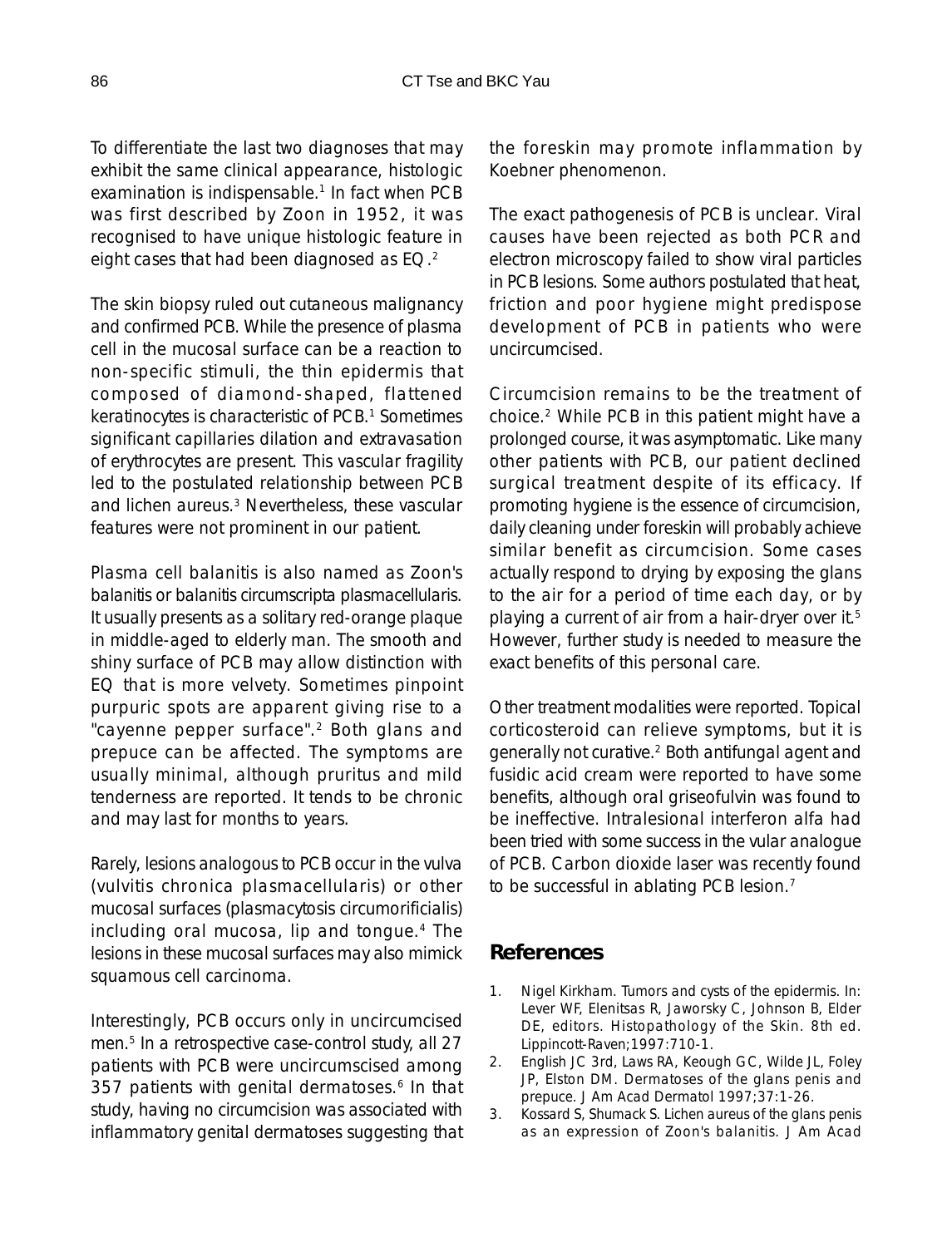To differentiate the last two diagnoses that may exhibit the same clinical appearance, histologic examination is indispensable.[1] In fact when PCB was first described by Zoon in 1952, it was recognised to have unique histologic feature in eight cases that had been diagnosed as EQ.[2]

The skin biopsy ruled out cutaneous malignancy and confirmed PCB. While the presence of plasma cell in the mucosal surface can be a reaction to non-specific stimuli, the thin epidermis that composed of diamond-shaped, flattened keratinocytes is characteristic of PCB.[1] Sometimes significant capillaries dilation and extravasation of erythrocytes are present. This vascular fragility led to the postulated relationship between PCB and lichen aureus.[3] Nevertheless, these vascular features were not prominent in our patient.

Plasma cell balanitis is also named as Zoon's balanitis or balanitis circumscripta plasmacellularis. It usually presents as a solitary red-orange plaque in middle-aged to elderly man. The smooth and shiny surface of PCB may allow distinction with EQ that is more velvety. Sometimes pinpoint purpuric spots are apparent giving rise to a "cayenne pepper surface".[2] Both glans and prepuce can be affected. The symptoms are usually minimal, although pruritus and mild tenderness are reported. It tends to be chronic and may last for months to years.

Rarely, lesions analogous to PCB occur in the vulva (vulvitis chronica plasmacellularis) or other mucosal surfaces (plasmacytosis circumorificialis) including oral mucosa, lip and tongue.[4] The lesions in these mucosal surfaces may also mimick squamous cell carcinoma.

Interestingly, PCB occurs only in uncircumcised men.[5] In a retrospective case-control study, all 27 patients with PCB were uncircumscised among 357 patients with genital dermatoses.[6] In that study, having no circumcision was associated with inflammatory genital dermatoses suggesting that the foreskin may promote inflammation by Koebner phenomenon.

The exact pathogenesis of PCB is unclear. Viral causes have been rejected as both PCR and electron microscopy failed to show viral particles in PCB lesions. Some authors postulated that heat, friction and poor hygiene might predispose development of PCB in patients who were uncircumcised.

Circumcision remains to be the treatment of choice.[2] While PCB in this patient might have a prolonged course, it was asymptomatic. Like many other patients with PCB, our patient declined surgical treatment despite of its efficacy. If promoting hygiene is the essence of circumcision, daily cleaning under foreskin will probably achieve similar benefit as circumcision. Some cases actually respond to drying by exposing the glans to the air for a period of time each day, or by playing a current of air from a hair-dryer over it.[5] However, further study is needed to measure the exact benefits of this personal care.

Other treatment modalities were reported. Topical corticosteroid can relieve symptoms, but it is generally not curative.[2] Both antifungal agent and fusidic acid cream were reported to have some benefits, although oral griseofulvin was found to be ineffective. Intralesional interferon alfa had been tried with some success in the vular analogue of PCB. Carbon dioxide laser was recently found to be successful in ablating PCB lesion.[7]

## References

1. Nigel Kirkham. Tumors and cysts of the epidermis. In: Lever WF, Elenitsas R, Jaworsky C, Johnson B, Elder DE, editors. Histopathology of the Skin. 8th ed. Lippincott-Raven;1997:710-1.
2. English JC 3rd, Laws RA, Keough GC, Wilde JL, Foley JP, Elston DM. Dermatoses of the glans penis and prepuce. J Am Acad Dermatol 1997;37:1-26.
3. Kossard S, Shumack S. Lichen aureus of the glans penis as an expression of Zoon's balanitis. J Am Acad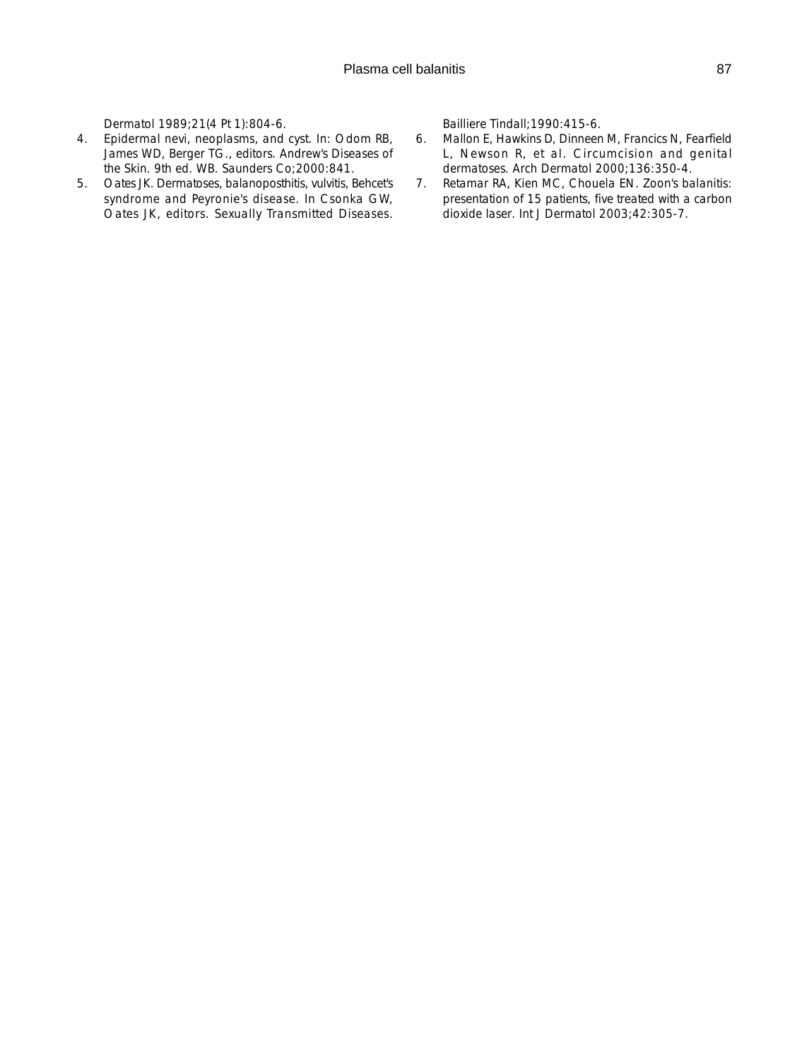Dermatol 1989;21(4 Pt 1):804-6.

4. Epidermal nevi, neoplasms, and cyst. In: Odom RB, James WD, Berger TG., editors. Andrew's Diseases of the Skin. 9th ed. WB. Saunders Co;2000:841.
5. Oates JK. Dermatoses, balanoposthitis, vulvitis, Behcet's syndrome and Peyronie's disease. In Csonka GW, Oates JK, editors. Sexually Transmitted Diseases. Bailliere Tindall;1990:415-6.
6. Mallon E, Hawkins D, Dinneen M, Francics N, Fearfield L, Newson R, et al. Circumcision and genital dermatoses. Arch Dermatol 2000;136:350-4.
7. Retamar RA, Kien MC, Chouela EN. Zoon's balanitis: presentation of 15 patients, five treated with a carbon dioxide laser. Int J Dermatol 2003;42:305-7.